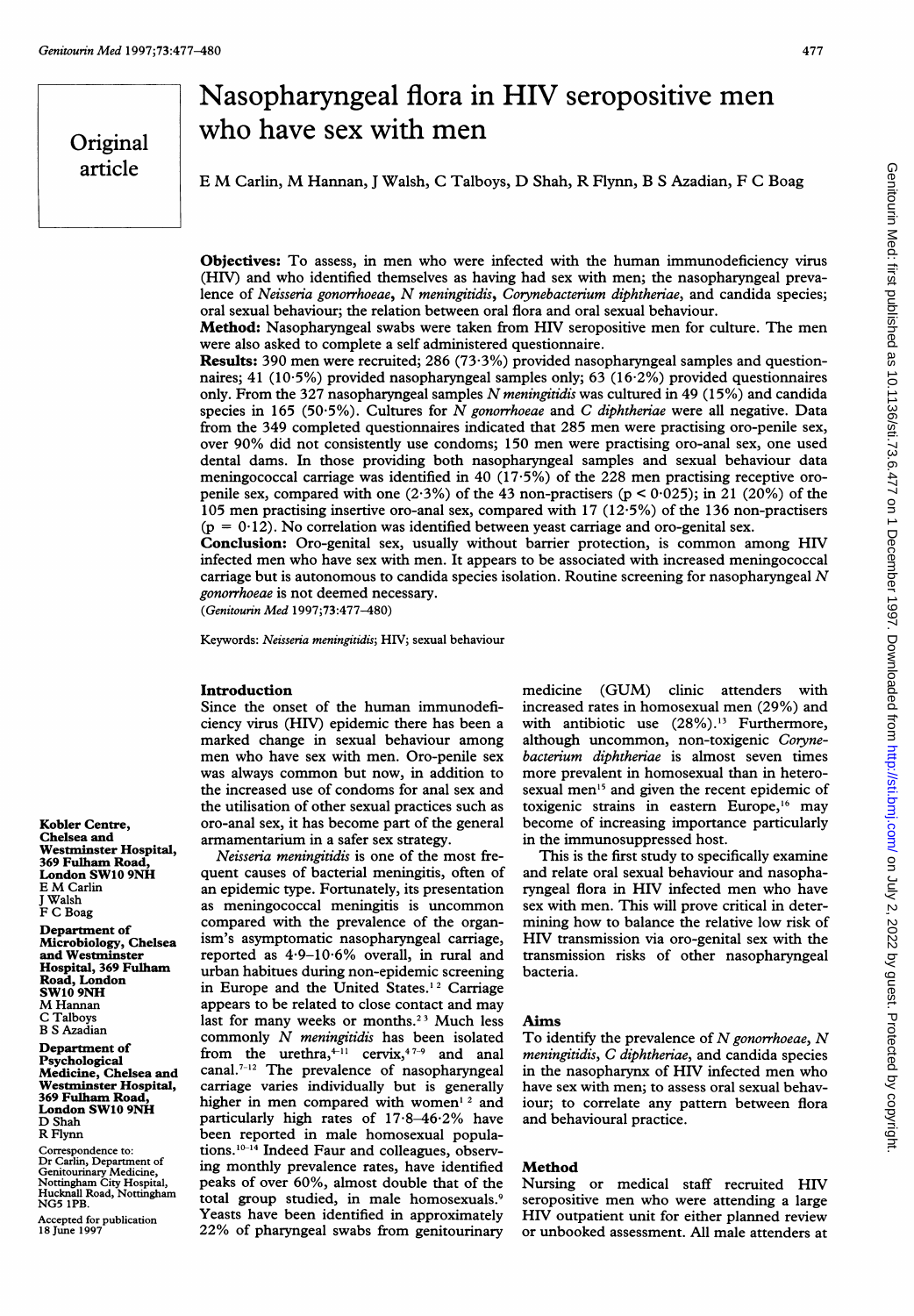Original article

# Nasopharyngeal flora in HIV seropositive men who have sex with men

E M Carlin, M Hannan, J Walsh, C Talboys, D Shah, R Flynn, B S Azadian, F C Boag

**Objectives:** To assess, in men who were infected with the human immunodeficiency virus (HIV) and who identified themselves as having had sex with men; the nasopharyngeal prevalence of *Neisseria gonorrhoeae*, *N meningitidis*, *Corynebacterium diphtheriae*, and candida species; oral sexual behaviour; the relation between oral flora and oral sexual behaviour.

**Method:** Nasopharyngeal swabs were taken from HIV seropositive men for culture. The men were also asked to complete a self administered questionnaire.

**Results:** 390 men were recruited; 286 (73·3%) provided nasopharyngeal samples and questionnaires; 41 (10·5%) provided nasopharyngeal samples only; 63 (16·2%) provided questionnaires only. From the 327 nasopharyngeal samples *N meningitidis* was cultured in 49 (15%) and candida species in 165 (50·5%). Cultures for *N gonorrhoeae* and *C diphtheriae* were all negative. Data from the 349 completed questionnaires indicated that 285 men were practising oro-penile sex, over 90% did not consistently use condoms; 150 men were practising oro-anal sex, one used dental dams. In those providing both nasopharyngeal samples and sexual behaviour data meningococcal carriage was identified in 40 (17·5%) of the 228 men practising receptive oro-penile sex, compared with one (2·3%) of the 43 non-practisers ($p < 0·025$); in 21 (20%) of the 105 men practising insertive oro-anal sex, compared with 17 (12·5%) of the 136 non-practisers ($p = 0·12$). No correlation was identified between yeast carriage and oro-genital sex.

**Conclusion:** Oro-genital sex, usually without barrier protection, is common among HIV infected men who have sex with men. It appears to be associated with increased meningococcal carriage but is autonomous to candida species isolation. Routine screening for nasopharyngeal *N gonorrhoeae* is not deemed necessary.

(*Genitourin Med* 1997;73:477–480)

Keywords: *Neisseria meningitidis*; HIV; sexual behaviour

Kobler Centre, Chelsea and Westminster Hospital, 369 Fulham Road, London SW10 9NH
E M Carlin
J Walsh
F C Boag

Department of Microbiology, Chelsea and Westminster Hospital, 369 Fulham Road, London SW10 9NH
M Hannan
C Talboys
B S Azadian

Department of Psychological Medicine, Chelsea and Westminster Hospital, 369 Fulham Road, London SW10 9NH
D Shah
R Flynn

Correspondence to: Dr Carlin, Department of Genitourinary Medicine, Nottingham City Hospital, Hucknall Road, Nottingham NG5 1PB.

Accepted for publication 18 June 1997

## Introduction

Since the onset of the human immunodeficiency virus (HIV) epidemic there has been a marked change in sexual behaviour among men who have sex with men. Oro-penile sex was always common but now, in addition to the increased use of condoms for anal sex and the utilisation of other sexual practices such as oro-anal sex, it has become part of the general armamentarium in a safer sex strategy.

*Neisseria meningitidis* is one of the most frequent causes of bacterial meningitis, often of an epidemic type. Fortunately, its presentation as meningococcal meningitis is uncommon compared with the prevalence of the organism's asymptomatic nasopharyngeal carriage, reported as 4·9–10·6% overall, in rural and urban habitues during non-epidemic screening in Europe and the United States.[1,2] Carriage appears to be related to close contact and may last for many weeks or months.[2,3] Much less commonly *N meningitidis* has been isolated from the urethra,[4–11] cervix,[4,7–9] and anal canal.[7–12] The prevalence of nasopharyngeal carriage varies individually but is generally higher in men compared with women[1,2] and particularly high rates of 17·8–46·2% have been reported in male homosexual populations.[10–14] Indeed Faur and colleagues, observing monthly prevalence rates, have identified peaks of over 60%, almost double that of the total group studied, in male homosexuals.[9] Yeasts have been identified in approximately 22% of pharyngeal swabs from genitourinary medicine (GUM) clinic attenders with increased rates in homosexual men (29%) and with antibiotic use (28%).[13] Furthermore, although uncommon, non-toxigenic *Corynebacterium diphtheriae* is almost seven times more prevalent in homosexual than in heterosexual men[15] and given the recent epidemic of toxigenic strains in eastern Europe,[16] may become of increasing importance particularly in the immunosuppressed host.

This is the first study to specifically examine and relate oral sexual behaviour and nasopharyngeal flora in HIV infected men who have sex with men. This will prove critical in determining how to balance the relative low risk of HIV transmission via oro-genital sex with the transmission risks of other nasopharyngeal bacteria.

## Aims

To identify the prevalence of *N gonorrhoeae*, *N meningitidis*, *C diphtheriae*, and candida species in the nasopharynx of HIV infected men who have sex with men; to assess oral sexual behaviour; to correlate any pattern between flora and behavioural practice.

## Method

Nursing or medical staff recruited HIV seropositive men who were attending a large HIV outpatient unit for either planned review or unbooked assessment. All male attenders at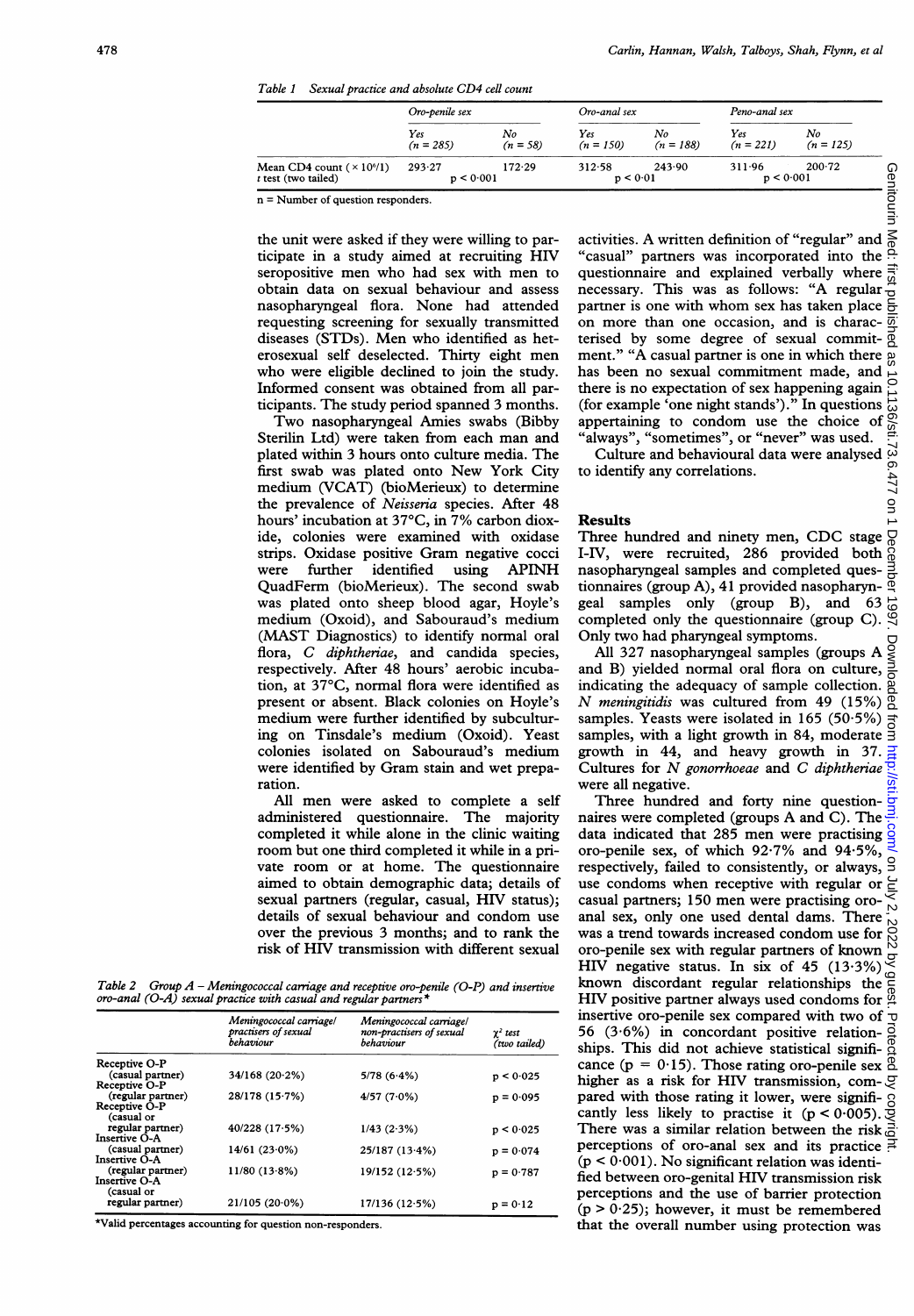Table 1 Sexual practice and absolute CD4 cell count

| | Oro-penile sex | | Oro-anal sex | | Peno-anal sex | |
|---|---|---|---|---|---|---|
| | Yes (n = 285) | No (n = 58) | Yes (n = 150) | No (n = 188) | Yes (n = 221) | No (n = 125) |
| Mean CD4 count ($\times 10^6$/l) | 293·27 | 172·29 | 312·58 | 243·90 | 311·96 | 200·72 |
| t test (two tailed) | $p < 0·001$ | | $p < 0·01$ | | $p < 0·001$ | |

n = Number of question responders.

the unit were asked if they were willing to participate in a study aimed at recruiting HIV seropositive men who had sex with men to obtain data on sexual behaviour and assess nasopharyngeal flora. None had attended requesting screening for sexually transmitted diseases (STDs). Men who identified as heterosexual self deselected. Thirty eight men who were eligible declined to join the study. Informed consent was obtained from all participants. The study period spanned 3 months.

Two nasopharyngeal Amies swabs (Bibby Sterilin Ltd) were taken from each man and plated within 3 hours onto culture media. The first swab was plated onto New York City medium (VCAT) (bioMerieux) to determine the prevalence of *Neisseria* species. After 48 hours' incubation at 37°C, in 7% carbon dioxide, colonies were examined with oxidase strips. Oxidase positive Gram negative cocci were further identified using APINH QuadFerm (bioMerieux). The second swab was plated onto sheep blood agar, Hoyle's medium (Oxoid), and Sabouraud's medium (MAST Diagnostics) to identify normal oral flora, *C diphtheriae*, and candida species, respectively. After 48 hours' aerobic incubation, at 37°C, normal flora were identified as present or absent. Black colonies on Hoyle's medium were further identified by subculturing on Tinsdale's medium (Oxoid). Yeast colonies isolated on Sabouraud's medium were identified by Gram stain and wet preparation.

All men were asked to complete a self administered questionnaire. The majority completed it while alone in the clinic waiting room but one third completed it while in a private room or at home. The questionnaire aimed to obtain demographic data; details of sexual partners (regular, casual, HIV status); details of sexual behaviour and condom use over the previous 3 months; and to rank the risk of HIV transmission with different sexual activities. A written definition of "regular" and "casual" partners was incorporated into the questionnaire and explained verbally where necessary. This was as follows: "A regular partner is one with whom sex has taken place on more than one occasion, and is characterised by some degree of sexual commitment." "A casual partner is one in which there has been no sexual commitment made, and there is no expectation of sex happening again (for example 'one night stands')." In questions appertaining to condom use the choice of "always", "sometimes", or "never" was used.

Culture and behavioural data were analysed to identify any correlations.

Table 2 Group A – Meningococcal carriage and receptive oro-penile (O-P) and insertive oro-anal (O-A) sexual practice with casual and regular partners*

| | Meningococcal carriage/ practisers of sexual behaviour | Meningococcal carriage/ non-practisers of sexual behaviour | $\chi^2$ test (two tailed) |
|---|---|---|---|
| Receptive O-P (casual partner) | 34/168 (20·2%) | 5/78 (6·4%) | $p < 0·025$ |
| Receptive O-P (regular partner) | 28/178 (15·7%) | 4/57 (7·0%) | $p = 0·095$ |
| Receptive O-P (casual or regular partner) | 40/228 (17·5%) | 1/43 (2·3%) | $p < 0·025$ |
| Insertive O-A (casual partner) | 14/61 (23·0%) | 25/187 (13·4%) | $p = 0·074$ |
| Insertive O-A (regular partner) | 11/80 (13·8%) | 19/152 (12·5%) | $p = 0·787$ |
| Insertive O-A (casual or regular partner) | 21/105 (20·0%) | 17/136 (12·5%) | $p = 0·12$ |

*Valid percentages accounting for question non-responders.

## Results

Three hundred and ninety men, CDC stage I-IV, were recruited, 286 provided both nasopharyngeal samples and completed questionnaires (group A), 41 provided nasopharyngeal samples only (group B), and 63 completed only the questionnaire (group C). Only two had pharyngeal symptoms.

All 327 nasopharyngeal samples (groups A and B) yielded normal oral flora on culture, indicating the adequacy of sample collection. *N meningitidis* was cultured from 49 (15%) samples. Yeasts were isolated in 165 (50·5%) samples, with a light growth in 84, moderate growth in 44, and heavy growth in 37. Cultures for *N gonorrhoeae* and *C diphtheriae* were all negative.

Three hundred and forty nine questionnaires were completed (groups A and C). The data indicated that 285 men were practising oro-penile sex, of which 92·7% and 94·5%, respectively, failed to consistently, or always, use condoms when receptive with regular or casual partners; 150 men were practising oro-anal sex, only one used dental dams. There was a trend towards increased condom use for oro-penile sex with regular partners of known HIV negative status. In six of 45 (13·3%) known discordant regular relationships the HIV positive partner always used condoms for insertive oro-penile sex compared with two of 56 (3·6%) in concordant positive relationships. This did not achieve statistical significance ($p = 0·15$). Those rating oro-penile sex higher as a risk for HIV transmission, compared with those rating it lower, were significantly less likely to practise it ($p < 0·005$). There was a similar relation between the risk perceptions of oro-anal sex and its practice ($p < 0·001$). No significant relation was identified between oro-genital HIV transmission risk perceptions and the use of barrier protection ($p > 0·25$); however, it must be remembered that the overall number using protection was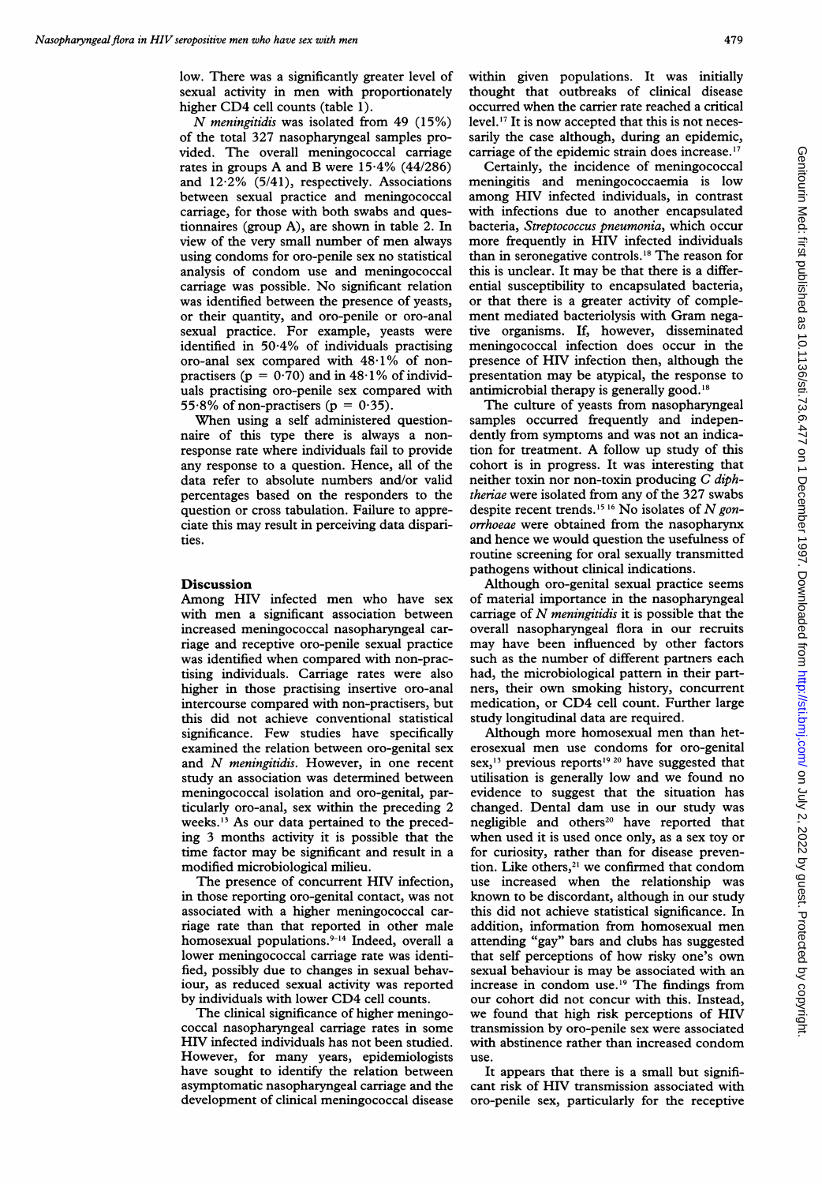low. There was a significantly greater level of sexual activity in men with proportionately higher CD4 cell counts (table 1).

*N meningitidis* was isolated from 49 (15%) of the total 327 nasopharyngeal samples provided. The overall meningococcal carriage rates in groups A and B were 15·4% (44/286) and 12·2% (5/41), respectively. Associations between sexual practice and meningococcal carriage, for those with both swabs and questionnaires (group A), are shown in table 2. In view of the very small number of men always using condoms for oro-penile sex no statistical analysis of condom use and meningococcal carriage was possible. No significant relation was identified between the presence of yeasts, or their quantity, and oro-penile or oro-anal sexual practice. For example, yeasts were identified in 50·4% of individuals practising oro-anal sex compared with 48·1% of non-practisers ($p = 0·70$) and in 48·1% of individuals practising oro-penile sex compared with 55·8% of non-practisers ($p = 0·35$).

When using a self administered questionnaire of this type there is always a non-response rate where individuals fail to provide any response to a question. Hence, all of the data refer to absolute numbers and/or valid percentages based on the responders to the question or cross tabulation. Failure to appreciate this may result in perceiving data disparities.

## Discussion

Among HIV infected men who have sex with men a significant association between increased meningococcal nasopharyngeal carriage and receptive oro-penile sexual practice was identified when compared with non-practising individuals. Carriage rates were also higher in those practising insertive oro-anal intercourse compared with non-practisers, but this did not achieve conventional statistical significance. Few studies have specifically examined the relation between oro-genital sex and *N meningitidis*. However, in one recent study an association was determined between meningococcal isolation and oro-genital, particularly oro-anal, sex within the preceding 2 weeks.[13] As our data pertained to the preceding 3 months activity it is possible that the time factor may be significant and result in a modified microbiological milieu.

The presence of concurrent HIV infection, in those reporting oro-genital contact, was not associated with a higher meningococcal carriage rate than that reported in other male homosexual populations.[9-14] Indeed, overall a lower meningococcal carriage rate was identified, possibly due to changes in sexual behaviour, as reduced sexual activity was reported by individuals with lower CD4 cell counts.

The clinical significance of higher meningococcal nasopharyngeal carriage rates in some HIV infected individuals has not been studied. However, for many years, epidemiologists have sought to identify the relation between asymptomatic nasopharyngeal carriage and the development of clinical meningococcal disease within given populations. It was initially thought that outbreaks of clinical disease occurred when the carrier rate reached a critical level.[17] It is now accepted that this is not necessarily the case although, during an epidemic, carriage of the epidemic strain does increase.[17]

Certainly, the incidence of meningococcal meningitis and meningococcaemia is low among HIV infected individuals, in contrast with infections due to another encapsulated bacteria, *Streptococcus pneumonia*, which occur more frequently in HIV infected individuals than in seronegative controls.[18] The reason for this is unclear. It may be that there is a differential susceptibility to encapsulated bacteria, or that there is a greater activity of complement mediated bacteriolysis with Gram negative organisms. If, however, disseminated meningococcal infection does occur in the presence of HIV infection then, although the presentation may be atypical, the response to antimicrobial therapy is generally good.[18]

The culture of yeasts from nasopharyngeal samples occurred frequently and independently from symptoms and was not an indication for treatment. A follow up study of this cohort is in progress. It was interesting that neither toxin nor non-toxin producing *C diphtheriae* were isolated from any of the 327 swabs despite recent trends.[15 16] No isolates of *N gonorrhoeae* were obtained from the nasopharynx and hence we would question the usefulness of routine screening for oral sexually transmitted pathogens without clinical indications.

Although oro-genital sexual practice seems of material importance in the nasopharyngeal carriage of *N meningitidis* it is possible that the overall nasopharyngeal flora in our recruits may have been influenced by other factors such as the number of different partners each had, the microbiological pattern in their partners, their own smoking history, concurrent medication, or CD4 cell count. Further large study longitudinal data are required.

Although more homosexual men than heterosexual men use condoms for oro-genital sex,[13] previous reports[19 20] have suggested that utilisation is generally low and we found no evidence to suggest that the situation has changed. Dental dam use in our study was negligible and others[20] have reported that when used it is used once only, as a sex toy or for curiosity, rather than for disease prevention. Like others,[21] we confirmed that condom use increased when the relationship was known to be discordant, although in our study this did not achieve statistical significance. In addition, information from homosexual men attending "gay" bars and clubs has suggested that self perceptions of how risky one's own sexual behaviour is may be associated with an increase in condom use.[19] The findings from our cohort did not concur with this. Instead, we found that high risk perceptions of HIV transmission by oro-penile sex were associated with abstinence rather than increased condom use.

It appears that there is a small but significant risk of HIV transmission associated with oro-penile sex, particularly for the receptive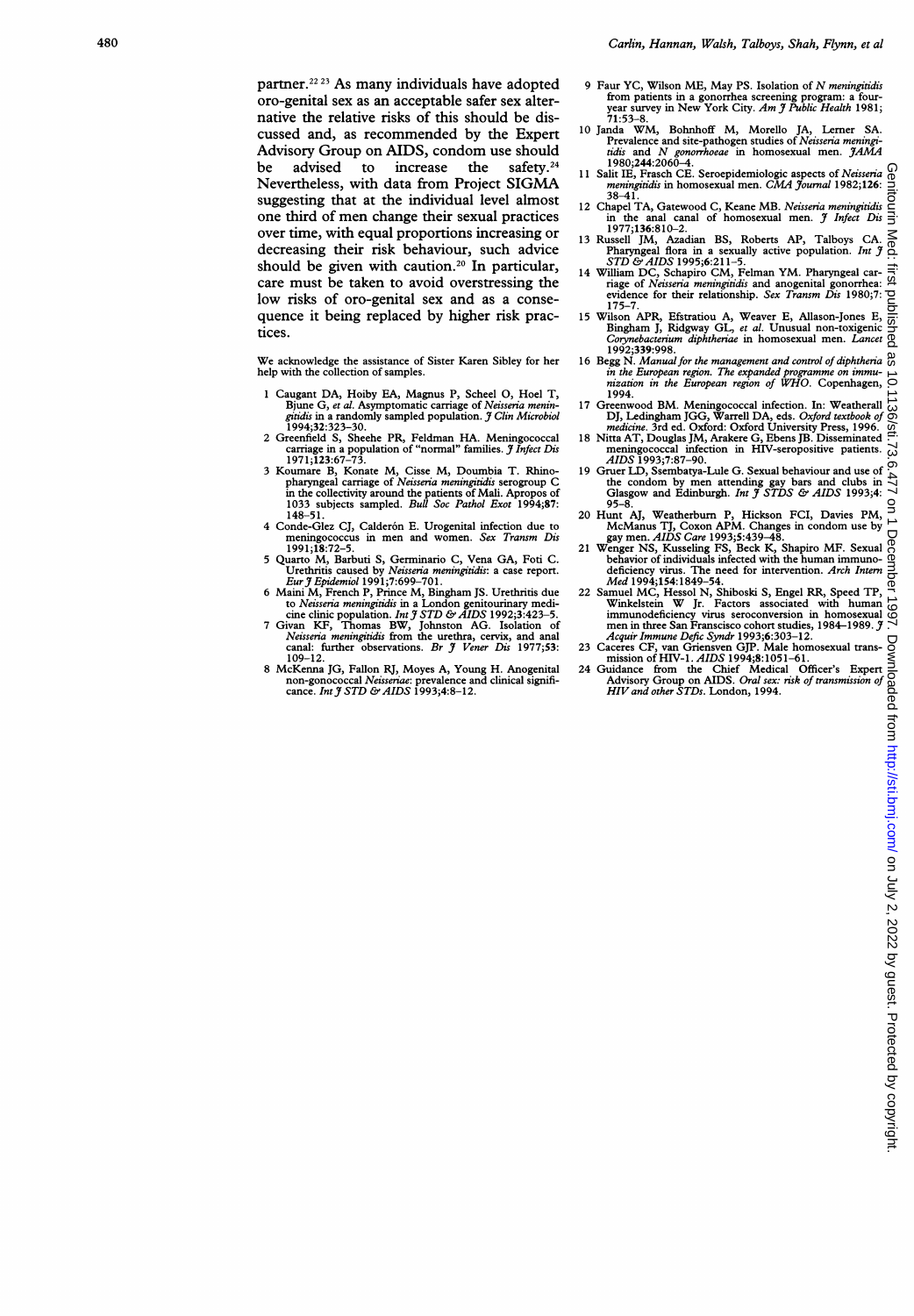partner.[22 23] As many individuals have adopted oro-genital sex as an acceptable safer sex alternative the relative risks of this should be discussed and, as recommended by the Expert Advisory Group on AIDS, condom use should be advised to increase the safety.[24] Nevertheless, with data from Project SIGMA suggesting that at the individual level almost one third of men change their sexual practices over time, with equal proportions increasing or decreasing their risk behaviour, such advice should be given with caution.[20] In particular, care must be taken to avoid overstressing the low risks of oro-genital sex and as a consequence it being replaced by higher risk practices.

We acknowledge the assistance of Sister Karen Sibley for her help with the collection of samples.

1 Caugant DA, Hoiby EA, Magnus P, Scheel O, Hoel T, Bjune G, *et al*. Asymptomatic carriage of *Neisseria meningitidis* in a randomly sampled population. *J Clin Microbiol* 1994;**32**:323–30.
2 Greenfield S, Sheehe PR, Feldman HA. Meningococcal carriage in a population of "normal" families. *J Infect Dis* 1971;**123**:67–73.
3 Koumare B, Konate M, Cisse M, Doumbia T. Rhinopharyngeal carriage of *Neisseria meningitidis* serogroup C in the collectivity around the patients of Mali. Apropos of 1033 subjects sampled. *Bull Soc Pathol Exot* 1994;**87**: 148–51.
4 Conde-Glez CJ, Calderón E. Urogenital infection due to meningococcus in men and women. *Sex Transm Dis* 1991;**18**:72–5.
5 Quarto M, Barbuti S, Germinario C, Vena GA, Foti C. Urethritis caused by *Neisseria meningitidis*: a case report. *Eur J Epidemiol* 1991;**7**:699–701.
6 Maini M, French P, Prince M, Bingham JS. Urethritis due to *Neisseria meningitidis* in a London genitourinary medicine clinic population. *Int J STD & AIDS* 1992;**3**:423–5.
7 Givan KF, Thomas BW, Johnston AG. Isolation of *Neisseria meningitidis* from the urethra, cervix, and anal canal: further observations. *Br J Vener Dis* 1977;**53**: 109–12.
8 McKenna JG, Fallon RJ, Moyes A, Young H. Anogenital non-gonococcal *Neisseriae*: prevalence and clinical significance. *Int J STD & AIDS* 1993;**4**:8–12.
9 Faur YC, Wilson ME, May PS. Isolation of *N meningitidis* from patients in a gonorrhea screening program: a four-year survey in New York City. *Am J Public Health* 1981; **71**:53–8.
10 Janda WM, Bohnhoff M, Morello JA, Lerner SA. Prevalence and site-pathogen studies of *Neisseria meningitidis* and *N gonorrhoeae* in homosexual men. *JAMA* 1980;**244**:2060–4.
11 Salit IE, Frasch CE. Seroepidemiologic aspects of *Neisseria meningitidis* in homosexual men. *CMA Journal* 1982;**126**: 38–41.
12 Chapel TA, Gatewood C, Keane MB. *Neisseria meningitidis* in the anal canal of homosexual men. *J Infect Dis* 1977;**136**:810–2.
13 Russell JM, Azadian BS, Roberts AP, Talboys CA. Pharyngeal flora in a sexually active population. *Int J STD & AIDS* 1995;**6**:211–5.
14 William DC, Schapiro CM, Felman YM. Pharyngeal carriage of *Neisseria meningitidis* and anogenital gonorrhea: evidence for their relationship. *Sex Transm Dis* 1980;**7**: 175–7.
15 Wilson APR, Efstratiou A, Weaver E, Allason-Jones E, Bingham J, Ridgway GL, *et al*. Unusual non-toxigenic *Corynebacterium diphtheriae* in homosexual men. *Lancet* 1992;**339**:998.
16 Begg N. *Manual for the management and control of diphtheria in the European region. The expanded programme on immunization in the European region of WHO*. Copenhagen, 1994.
17 Greenwood BM. Meningococcal infection. In: Weatherall DJ, Ledingham JGG, Warrell DA, eds. *Oxford textbook of medicine*. 3rd ed. Oxford: Oxford University Press, 1996.
18 Nitta AT, Douglas JM, Arakere G, Ebens JB. Disseminated meningococcal infection in HIV-seropositive patients. *AIDS* 1993;**7**:87–90.
19 Gruer LD, Ssembatya-Lule G. Sexual behaviour and use of the condom by men attending gay bars and clubs in Glasgow and Edinburgh. *Int J STDS & AIDS* 1993;**4**: 95–8.
20 Hunt AJ, Weatherburn P, Hickson FCI, Davies PM, McManus TJ, Coxon APM. Changes in condom use by gay men. *AIDS Care* 1993;**5**:439–48.
21 Wenger NS, Kusseling FS, Beck K, Shapiro MF. Sexual behavior of individuals infected with the human immunodeficiency virus. The need for intervention. *Arch Intern Med* 1994;**154**:1849–54.
22 Samuel MC, Hessol N, Shiboski S, Engel RR, Speed TP, Winkelstein W Jr. Factors associated with human immunodeficiency virus seroconversion in homosexual men in three San Franscisco cohort studies, 1984–1989. *J Acquir Immune Defic Syndr* 1993;**6**:303–12.
23 Caceres CF, van Griensven GJP. Male homosexual transmission of HIV-1. *AIDS* 1994;**8**:1051–61.
24 Guidance from the Chief Medical Officer's Expert Advisory Group on AIDS. *Oral sex: risk of transmission of HIV and other STDs*. London, 1994.